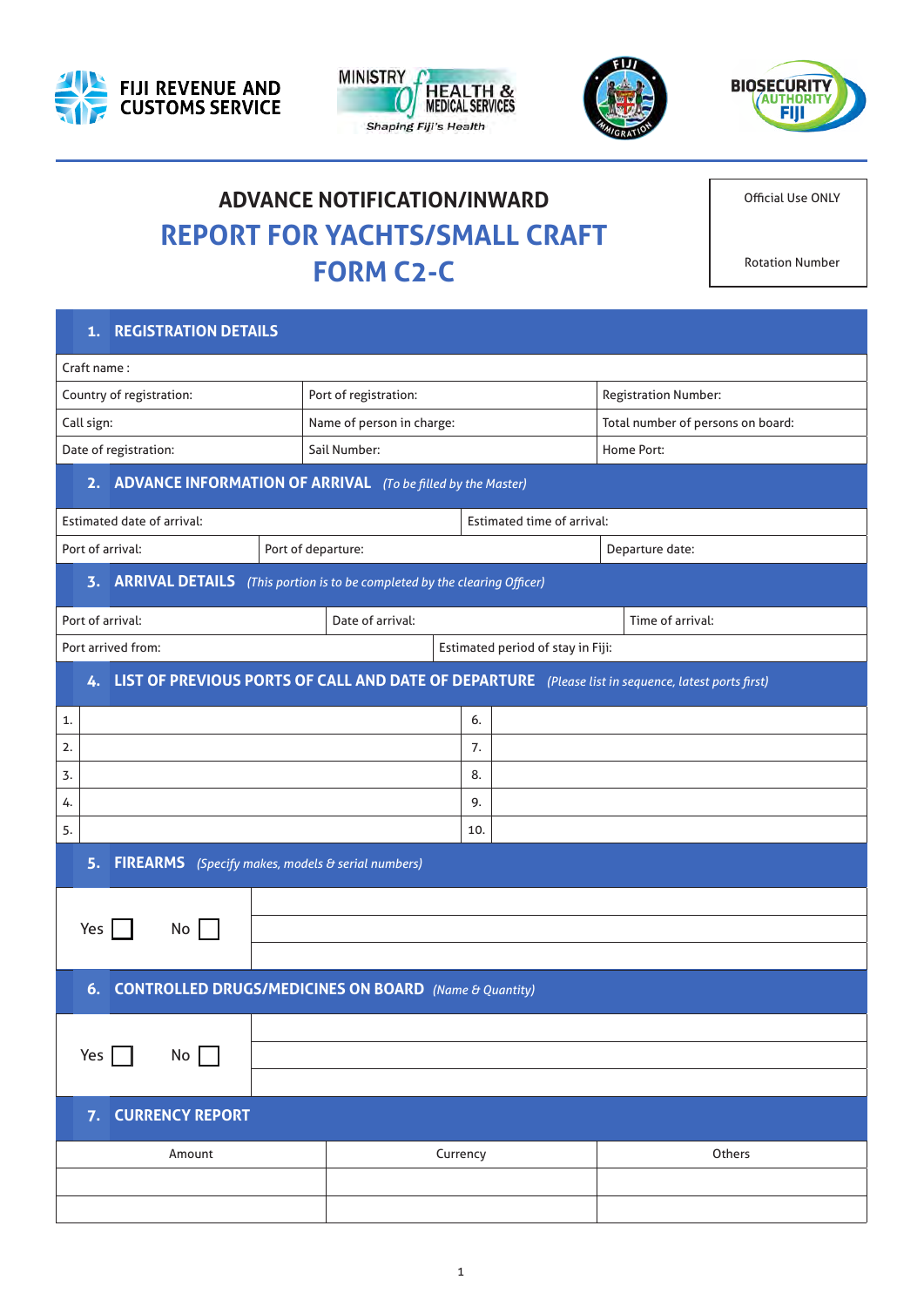FIJI REVENUE AND CUSTOMS SERVICE

MINISTRY of HEALTH & MEDICAL SERVICES
*Shaping Fiji's Health*

FIJI IMMIGRATION

BIOSECURITY AUTHORITY FIJI

# ADVANCE NOTIFICATION/INWARD REPORT FOR YACHTS/SMALL CRAFT FORM C2-C

| Official Use ONLY |
|---|
| Rotation Number |

## 1. REGISTRATION DETAILS

| Craft name : | | |
|---|---|---|
| Country of registration: | Port of registration: | Registration Number: |
| Call sign: | Name of person in charge: | Total number of persons on board: |
| Date of registration: | Sail Number: | Home Port: |

## 2. ADVANCE INFORMATION OF ARRIVAL *(To be filled by the Master)*

| Estimated date of arrival: | | Estimated time of arrival: |
|---|---|---|
| Port of arrival: | Port of departure: | Departure date: |

## 3. ARRIVAL DETAILS *(This portion is to be completed by the clearing Officer)*

| Port of arrival: | Date of arrival: | Time of arrival: |
|---|---|---|
| Port arrived from: | Estimated period of stay in Fiji: | |

## 4. LIST OF PREVIOUS PORTS OF CALL AND DATE OF DEPARTURE *(Please list in sequence, latest ports first)*

| | | | |
|---|---|---|---|
| 1. | | 6. | |
| 2. | | 7. | |
| 3. | | 8. | |
| 4. | | 9. | |
| 5. | | 10. | |

## 5. FIREARMS *(Specify makes, models & serial numbers)*

Yes ☐ No ☐

## 6. CONTROLLED DRUGS/MEDICINES ON BOARD *(Name & Quantity)*

Yes ☐ No ☐

## 7. CURRENCY REPORT

| Amount | Currency | Others |
|---|---|---|
| | | |
| | | |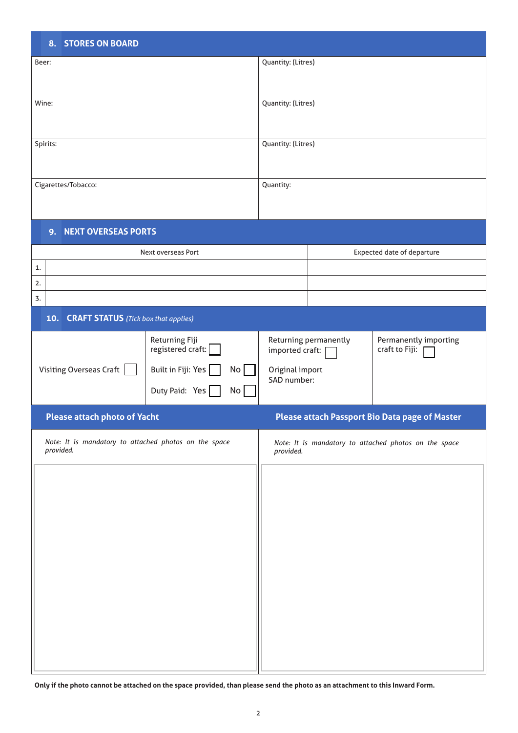## 8. STORES ON BOARD

| | |
|---|---|
| Beer: | Quantity: (Litres) |
| Wine: | Quantity: (Litres) |
| Spirits: | Quantity: (Litres) |
| Cigarettes/Tobacco: | Quantity: |

## 9. NEXT OVERSEAS PORTS

| | Next overseas Port | Expected date of departure |
|---|---|---|
| 1. | | |
| 2. | | |
| 3. | | |

## 10. CRAFT STATUS *(Tick box that applies)*

| | | | |
|---|---|---|---|
| Visiting Overseas Craft ☐ | Returning Fiji registered craft: ☐<br><br>Built in Fiji: Yes ☐ No ☐<br><br>Duty Paid: Yes ☐ No ☐ | Returning permanently imported craft: ☐<br><br>Original import SAD number: | Permanently importing craft to Fiji: ☐ |

| Please attach photo of Yacht | Please attach Passport Bio Data page of Master |
|---|---|
| *Note: It is mandatory to attached photos on the space provided.* | *Note: It is mandatory to attached photos on the space provided.* |

**Only if the photo cannot be attached on the space provided, than please send the photo as an attachment to this Inward Form.**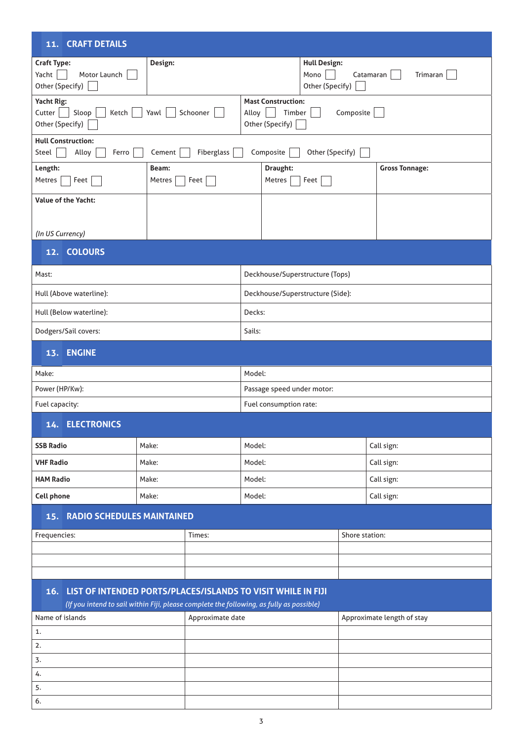## 11. CRAFT DETAILS

| | | | |
|---|---|---|---|
| **Craft Type:** Yacht ☐ Motor Launch ☐ Other (Specify) ☐ | **Design:** | | **Hull Design:** Mono ☐ Catamaran ☐ Trimaran ☐ Other (Specify) ☐ |
| **Yacht Rig:** Cutter ☐ Sloop ☐ Ketch ☐ Yawl ☐ Schooner ☐ Other (Specify) ☐ | | **Mast Construction:** Alloy ☐ Timber ☐ Composite ☐ Other (Specify) ☐ | |
| **Hull Construction:** Steel ☐ Alloy ☐ Ferro ☐ Cement ☐ Fiberglass ☐ Composite ☐ Other (Specify) ☐ | | | |
| **Length:** Metres ☐ Feet ☐ | **Beam:** Metres ☐ Feet ☐ | **Draught:** Metres ☐ Feet ☐ | **Gross Tonnage:** |
| **Value of the Yacht:** *(In US Currency)* | | | |

## 12. COLOURS

| | |
|---|---|
| Mast: | Deckhouse/Superstructure (Tops) |
| Hull (Above waterline): | Deckhouse/Superstructure (Side): |
| Hull (Below waterline): | Decks: |
| Dodgers/Sail covers: | Sails: |

## 13. ENGINE

| | |
|---|---|
| Make: | Model: |
| Power (HP/Kw): | Passage speed under motor: |
| Fuel capacity: | Fuel consumption rate: |

## 14. ELECTRONICS

| | | | |
|---|---|---|---|
| **SSB Radio** | Make: | Model: | Call sign: |
| **VHF Radio** | Make: | Model: | Call sign: |
| **HAM Radio** | Make: | Model: | Call sign: |
| **Cell phone** | Make: | Model: | Call sign: |

## 15. RADIO SCHEDULES MAINTAINED

| Frequencies: | Times: | Shore station: |
|---|---|---|
| | | |
| | | |
| | | |

## 16. LIST OF INTENDED PORTS/PLACES/ISLANDS TO VISIT WHILE IN FIJI

*(If you intend to sail within Fiji, please complete the following, as fully as possible)*

| Name of islands | Approximate date | Approximate length of stay |
|---|---|---|
| 1. | | |
| 2. | | |
| 3. | | |
| 4. | | |
| 5. | | |
| 6. | | |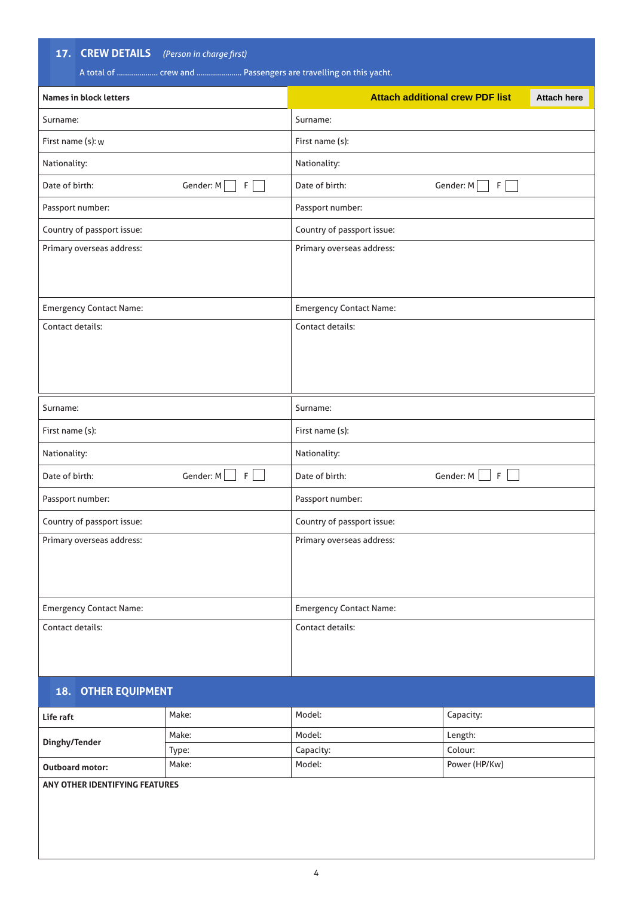## 17. CREW DETAILS *(Person in charge first)*

A total of .................... crew and ...................... Passengers are travelling on this yacht.

| Names in block letters | **Attach additional crew PDF list** — Attach here |
|---|---|
| Surname: | Surname: |
| First name (s): w | First name (s): |
| Nationality: | Nationality: |
| Date of birth: Gender: M ☐ F ☐ | Date of birth: Gender: M ☐ F ☐ |
| Passport number: | Passport number: |
| Country of passport issue: | Country of passport issue: |
| Primary overseas address: | Primary overseas address: |
| Emergency Contact Name: | Emergency Contact Name: |
| Contact details: | Contact details: |

| | |
|---|---|
| Surname: | Surname: |
| First name (s): | First name (s): |
| Nationality: | Nationality: |
| Date of birth: Gender: M ☐ F ☐ | Date of birth: Gender: M ☐ F ☐ |
| Passport number: | Passport number: |
| Country of passport issue: | Country of passport issue: |
| Primary overseas address: | Primary overseas address: |
| Emergency Contact Name: | Emergency Contact Name: |
| Contact details: | Contact details: |

## 18. OTHER EQUIPMENT

| | | | |
|---|---|---|---|
| **Life raft** | Make: | Model: | Capacity: |
| **Dinghy/Tender** | Make: | Model: | Length: |
| | Type: | Capacity: | Colour: |
| **Outboard motor:** | Make: | Model: | Power (HP/Kw) |

**ANY OTHER IDENTIFYING FEATURES**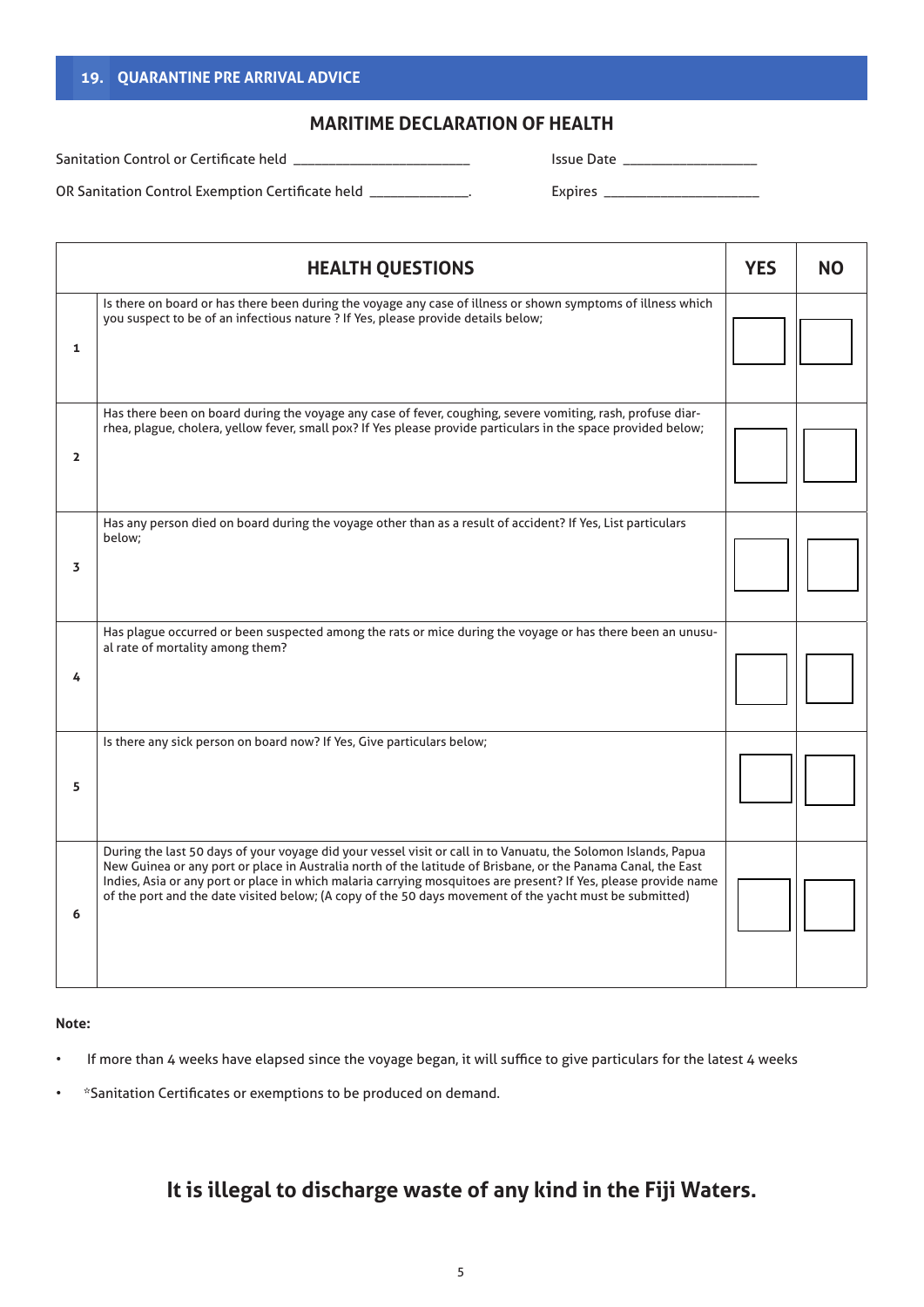## 19. QUARANTINE PRE ARRIVAL ADVICE

### MARITIME DECLARATION OF HEALTH

Sanitation Control or Certificate held ________________________ Issue Date __________________

OR Sanitation Control Exemption Certificate held _____________. Expires _____________________

| | HEALTH QUESTIONS | YES | NO |
|---|---|---|---|
| 1 | Is there on board or has there been during the voyage any case of illness or shown symptoms of illness which you suspect to be of an infectious nature ? If Yes, please provide details below; | ☐ | ☐ |
| 2 | Has there been on board during the voyage any case of fever, coughing, severe vomiting, rash, profuse diarrhea, plague, cholera, yellow fever, small pox? If Yes please provide particulars in the space provided below; | ☐ | ☐ |
| 3 | Has any person died on board during the voyage other than as a result of accident? If Yes, List particulars below; | ☐ | ☐ |
| 4 | Has plague occurred or been suspected among the rats or mice during the voyage or has there been an unusual rate of mortality among them? | ☐ | ☐ |
| 5 | Is there any sick person on board now? If Yes, Give particulars below; | ☐ | ☐ |
| 6 | During the last 50 days of your voyage did your vessel visit or call in to Vanuatu, the Solomon Islands, Papua New Guinea or any port or place in Australia north of the latitude of Brisbane, or the Panama Canal, the East Indies, Asia or any port or place in which malaria carrying mosquitoes are present? If Yes, please provide name of the port and the date visited below; (A copy of the 50 days movement of the yacht must be submitted) | ☐ | ☐ |

**Note:**

- If more than 4 weeks have elapsed since the voyage began, it will suffice to give particulars for the latest 4 weeks
- *Sanitation Certificates or exemptions to be produced on demand.

## It is illegal to discharge waste of any kind in the Fiji Waters.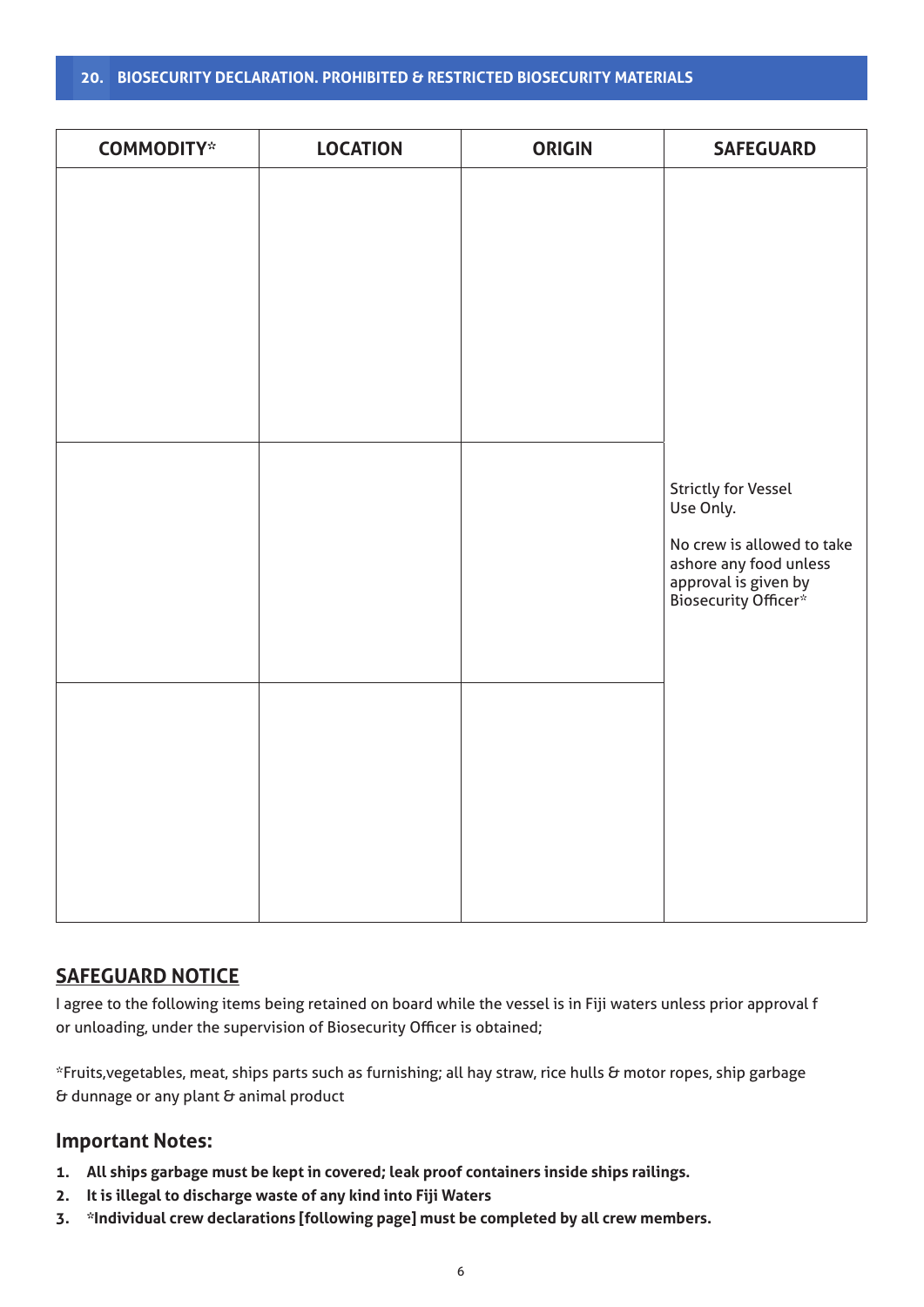## 20. BIOSECURITY DECLARATION. PROHIBITED & RESTRICTED BIOSECURITY MATERIALS

| COMMODITY* | LOCATION | ORIGIN | SAFEGUARD |
|---|---|---|---|
| | | | |
| | | | Strictly for Vessel Use Only. <br><br> No crew is allowed to take ashore any food unless approval is given by Biosecurity Officer* |
| | | | |

## SAFEGUARD NOTICE

I agree to the following items being retained on board while the vessel is in Fiji waters unless prior approval f or unloading, under the supervision of Biosecurity Officer is obtained;

*Fruits,vegetables, meat, ships parts such as furnishing; all hay straw, rice hulls & motor ropes, ship garbage & dunnage or any plant & animal product

### Important Notes:

1. **All ships garbage must be kept in covered; leak proof containers inside ships railings.**
2. **It is illegal to discharge waste of any kind into Fiji Waters**
3. ***Individual crew declarations [following page] must be completed by all crew members.**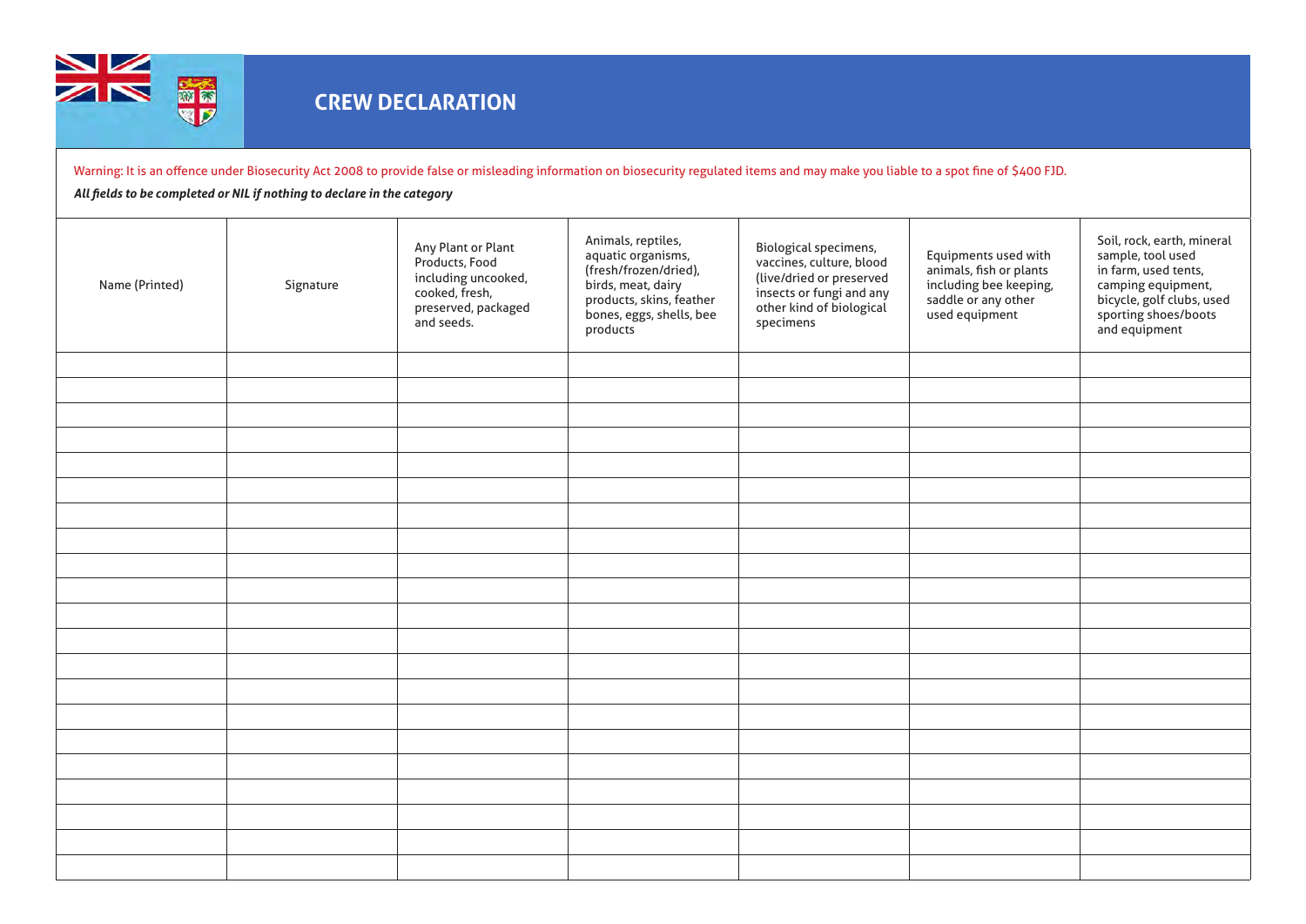# CREW DECLARATION

Warning: It is an offence under Biosecurity Act 2008 to provide false or misleading information on biosecurity regulated items and may make you liable to a spot fine of $400 FJD.

***All fields to be completed or NIL if nothing to declare in the category***

| Name (Printed) | Signature | Any Plant or Plant Products, Food including uncooked, cooked, fresh, preserved, packaged and seeds. | Animals, reptiles, aquatic organisms, (fresh/frozen/dried), birds, meat, dairy products, skins, feather bones, eggs, shells, bee products | Biological specimens, vaccines, culture, blood (live/dried or preserved insects or fungi and any other kind of biological specimens | Equipments used with animals, fish or plants including bee keeping, saddle or any other used equipment | Soil, rock, earth, mineral sample, tool used in farm, used tents, camping equipment, bicycle, golf clubs, used sporting shoes/boots and equipment |
|---|---|---|---|---|---|---|
| | | | | | | |
| | | | | | | |
| | | | | | | |
| | | | | | | |
| | | | | | | |
| | | | | | | |
| | | | | | | |
| | | | | | | |
| | | | | | | |
| | | | | | | |
| | | | | | | |
| | | | | | | |
| | | | | | | |
| | | | | | | |
| | | | | | | |
| | | | | | | |
| | | | | | | |
| | | | | | | |
| | | | | | | |
| | | | | | | |
| | | | | | | |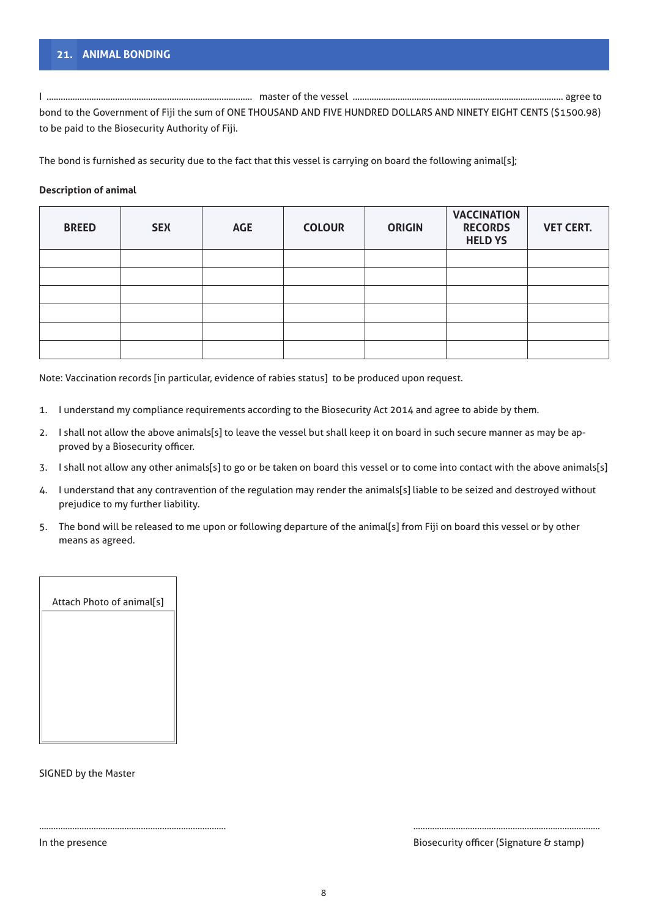## 21. ANIMAL BONDING

I ........................................................................................ master of the vessel ........................................................................................ agree to bond to the Government of Fiji the sum of ONE THOUSAND AND FIVE HUNDRED DOLLARS AND NINETY EIGHT CENTS ($1500.98) to be paid to the Biosecurity Authority of Fiji.

The bond is furnished as security due to the fact that this vessel is carrying on board the following animal[s];

**Description of animal**

| BREED | SEX | AGE | COLOUR | ORIGIN | VACCINATION RECORDS HELD YS | VET CERT. |
|---|---|---|---|---|---|---|
| | | | | | | |
| | | | | | | |
| | | | | | | |
| | | | | | | |
| | | | | | | |
| | | | | | | |

Note: Vaccination records [in particular, evidence of rabies status] to be produced upon request.

1. I understand my compliance requirements according to the Biosecurity Act 2014 and agree to abide by them.
2. I shall not allow the above animals[s] to leave the vessel but shall keep it on board in such secure manner as may be approved by a Biosecurity officer.
3. I shall not allow any other animals[s] to go or be taken on board this vessel or to come into contact with the above animals[s]
4. I understand that any contravention of the regulation may render the animals[s] liable to be seized and destroyed without prejudice to my further liability.
5. The bond will be released to me upon or following departure of the animal[s] from Fiji on board this vessel or by other means as agreed.

Attach Photo of animal[s]

SIGNED by the Master

..............................................................................

In the presence

..............................................................................

Biosecurity officer (Signature & stamp)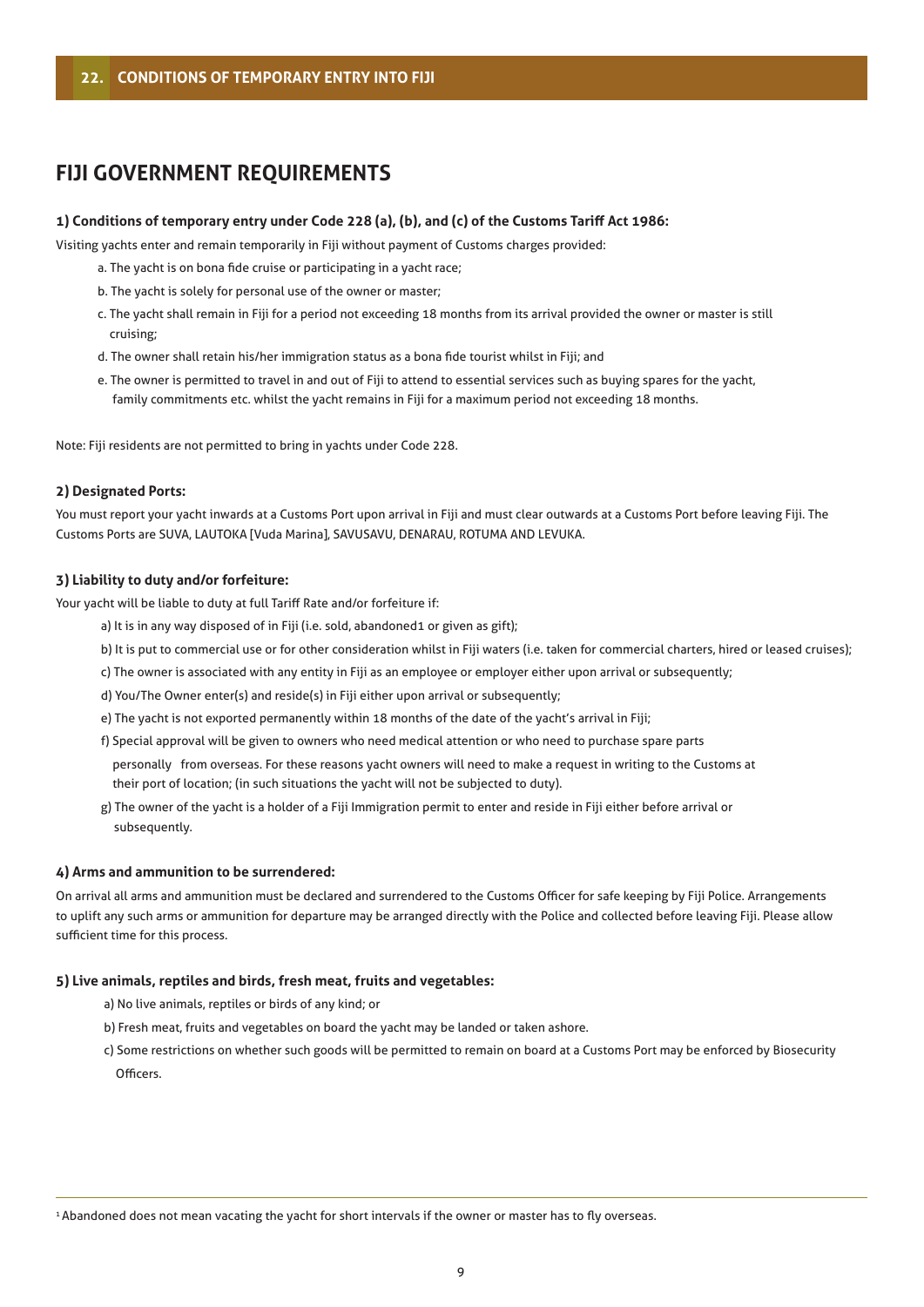## 22. CONDITIONS OF TEMPORARY ENTRY INTO FIJI

# FIJI GOVERNMENT REQUIREMENTS

### 1) Conditions of temporary entry under Code 228 (a), (b), and (c) of the Customs Tariff Act 1986:

Visiting yachts enter and remain temporarily in Fiji without payment of Customs charges provided:

a. The yacht is on bona fide cruise or participating in a yacht race;

b. The yacht is solely for personal use of the owner or master;

c. The yacht shall remain in Fiji for a period not exceeding 18 months from its arrival provided the owner or master is still cruising;

d. The owner shall retain his/her immigration status as a bona fide tourist whilst in Fiji; and

e. The owner is permitted to travel in and out of Fiji to attend to essential services such as buying spares for the yacht, family commitments etc. whilst the yacht remains in Fiji for a maximum period not exceeding 18 months.

Note: Fiji residents are not permitted to bring in yachts under Code 228.

### 2) Designated Ports:

You must report your yacht inwards at a Customs Port upon arrival in Fiji and must clear outwards at a Customs Port before leaving Fiji. The Customs Ports are SUVA, LAUTOKA [Vuda Marina], SAVUSAVU, DENARAU, ROTUMA AND LEVUKA.

### 3) Liability to duty and/or forfeiture:

Your yacht will be liable to duty at full Tariff Rate and/or forfeiture if:

a) It is in any way disposed of in Fiji (i.e. sold, abandoned[1] or given as gift);

b) It is put to commercial use or for other consideration whilst in Fiji waters (i.e. taken for commercial charters, hired or leased cruises);

c) The owner is associated with any entity in Fiji as an employee or employer either upon arrival or subsequently;

d) You/The Owner enter(s) and reside(s) in Fiji either upon arrival or subsequently;

e) The yacht is not exported permanently within 18 months of the date of the yacht's arrival in Fiji;

f) Special approval will be given to owners who need medical attention or who need to purchase spare parts personally from overseas. For these reasons yacht owners will need to make a request in writing to the Customs at their port of location; (in such situations the yacht will not be subjected to duty).

g) The owner of the yacht is a holder of a Fiji Immigration permit to enter and reside in Fiji either before arrival or subsequently.

### 4) Arms and ammunition to be surrendered:

On arrival all arms and ammunition must be declared and surrendered to the Customs Officer for safe keeping by Fiji Police. Arrangements to uplift any such arms or ammunition for departure may be arranged directly with the Police and collected before leaving Fiji. Please allow sufficient time for this process.

### 5) Live animals, reptiles and birds, fresh meat, fruits and vegetables:

a) No live animals, reptiles or birds of any kind; or

b) Fresh meat, fruits and vegetables on board the yacht may be landed or taken ashore.

c) Some restrictions on whether such goods will be permitted to remain on board at a Customs Port may be enforced by Biosecurity Officers.

---

[1] Abandoned does not mean vacating the yacht for short intervals if the owner or master has to fly overseas.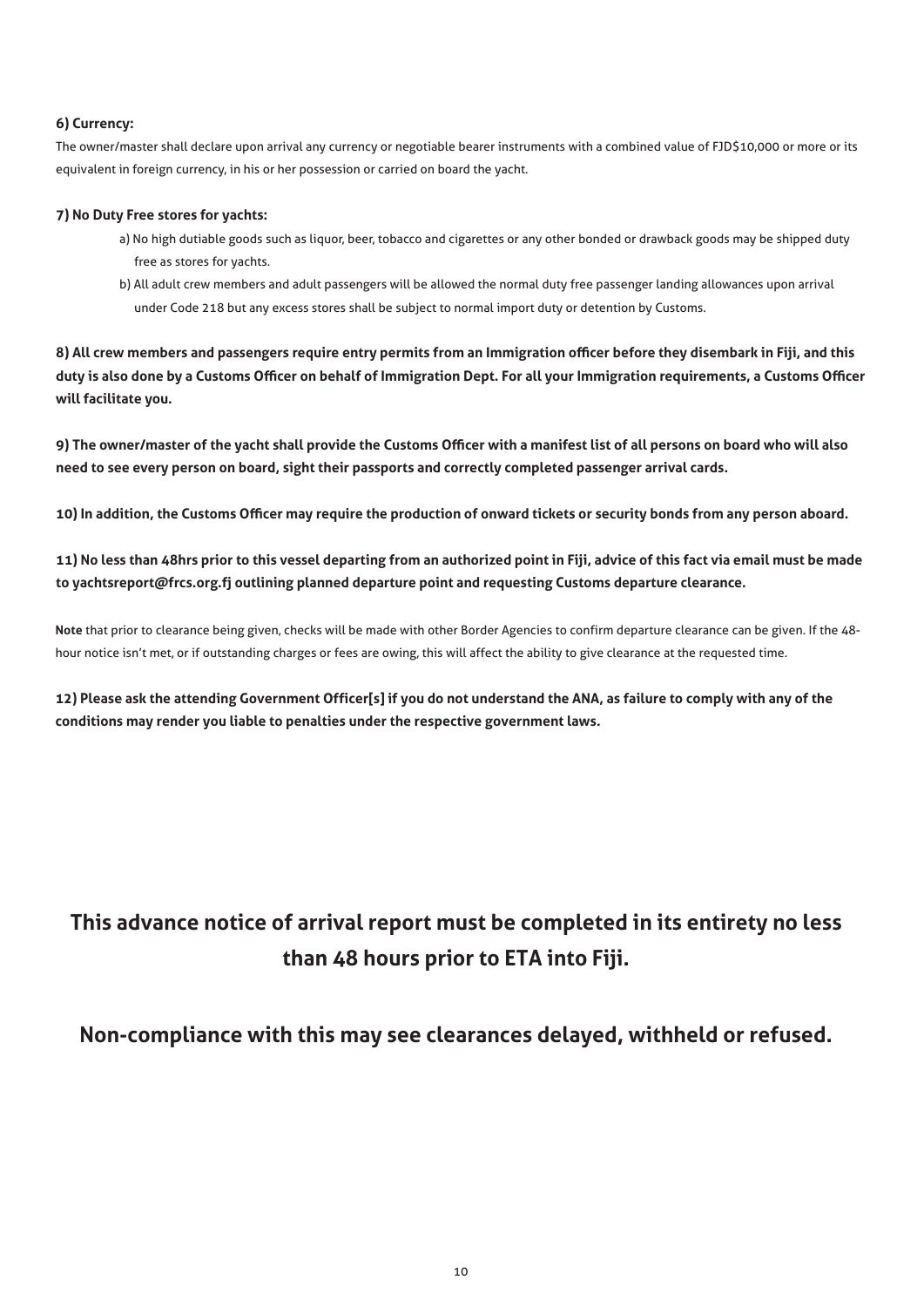**6) Currency:**

The owner/master shall declare upon arrival any currency or negotiable bearer instruments with a combined value of FJD$10,000 or more or its equivalent in foreign currency, in his or her possession or carried on board the yacht.

**7) No Duty Free stores for yachts:**

a) No high dutiable goods such as liquor, beer, tobacco and cigarettes or any other bonded or drawback goods may be shipped duty free as stores for yachts.

b) All adult crew members and adult passengers will be allowed the normal duty free passenger landing allowances upon arrival under Code 218 but any excess stores shall be subject to normal import duty or detention by Customs.

**8) All crew members and passengers require entry permits from an Immigration officer before they disembark in Fiji, and this duty is also done by a Customs Officer on behalf of Immigration Dept. For all your Immigration requirements, a Customs Officer will facilitate you.**

**9) The owner/master of the yacht shall provide the Customs Officer with a manifest list of all persons on board who will also need to see every person on board, sight their passports and correctly completed passenger arrival cards.**

**10) In addition, the Customs Officer may require the production of onward tickets or security bonds from any person aboard.**

**11) No less than 48hrs prior to this vessel departing from an authorized point in Fiji, advice of this fact via email must be made to yachtsreport@frcs.org.fj outlining planned departure point and requesting Customs departure clearance.**

**Note** that prior to clearance being given, checks will be made with other Border Agencies to confirm departure clearance can be given. If the 48-hour notice isn't met, or if outstanding charges or fees are owing, this will affect the ability to give clearance at the requested time.

**12) Please ask the attending Government Officer[s] if you do not understand the ANA, as failure to comply with any of the conditions may render you liable to penalties under the respective government laws.**

## This advance notice of arrival report must be completed in its entirety no less than 48 hours prior to ETA into Fiji.

## Non-compliance with this may see clearances delayed, withheld or refused.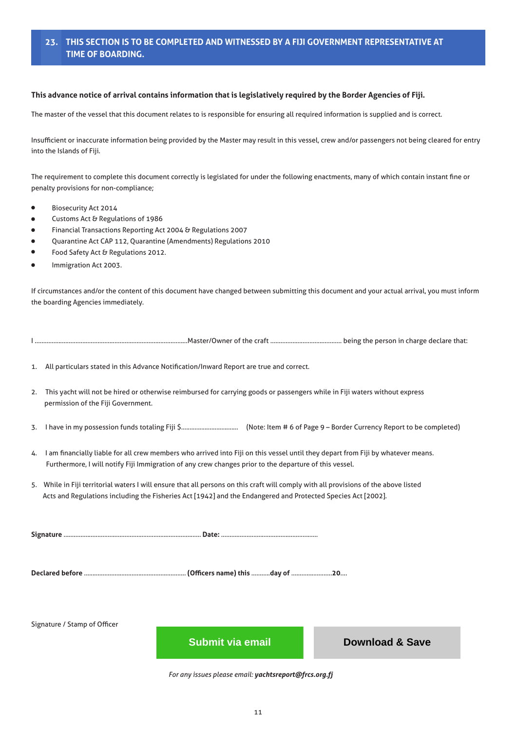## 23. THIS SECTION IS TO BE COMPLETED AND WITNESSED BY A FIJI GOVERNMENT REPRESENTATIVE AT TIME OF BOARDING.

**This advance notice of arrival contains information that is legislatively required by the Border Agencies of Fiji.**

The master of the vessel that this document relates to is responsible for ensuring all required information is supplied and is correct.

Insufficient or inaccurate information being provided by the Master may result in this vessel, crew and/or passengers not being cleared for entry into the Islands of Fiji.

The requirement to complete this document correctly is legislated for under the following enactments, many of which contain instant fine or penalty provisions for non-compliance;

- Biosecurity Act 2014
- Customs Act & Regulations of 1986
- Financial Transactions Reporting Act 2004 & Regulations 2007
- Quarantine Act CAP 112, Quarantine (Amendments) Regulations 2010
- Food Safety Act & Regulations 2012.
- Immigration Act 2003.

If circumstances and/or the content of this document have changed between submitting this document and your actual arrival, you must inform the boarding Agencies immediately.

I ..........................................................................................Master/Owner of the craft ............................................ being the person in charge declare that:

1. All particulars stated in this Advance Notification/Inward Report are true and correct.
2. This yacht will not be hired or otherwise reimbursed for carrying goods or passengers while in Fiji waters without express permission of the Fiji Government.
3. I have in my possession funds totaling Fiji $.................................. (Note: Item # 6 of Page 9 – Border Currency Report to be completed)
4. I am financially liable for all crew members who arrived into Fiji on this vessel until they depart from Fiji by whatever means. Furthermore, I will notify Fiji Immigration of any crew changes prior to the departure of this vessel.
5. While in Fiji territorial waters I will ensure that all persons on this craft will comply with all provisions of the above listed Acts and Regulations including the Fisheries Act [1942] and the Endangered and Protected Species Act [2002].

**Signature** .................................................................................. **Date:** .........................................................

**Declared before** ............................................................ **(Officers name) this** ...........**day of** ........................**20**....

Signature / Stamp of Officer

Submit via email

Download & Save

*For any issues please email:* ***yachtsreport@frcs.org.fj***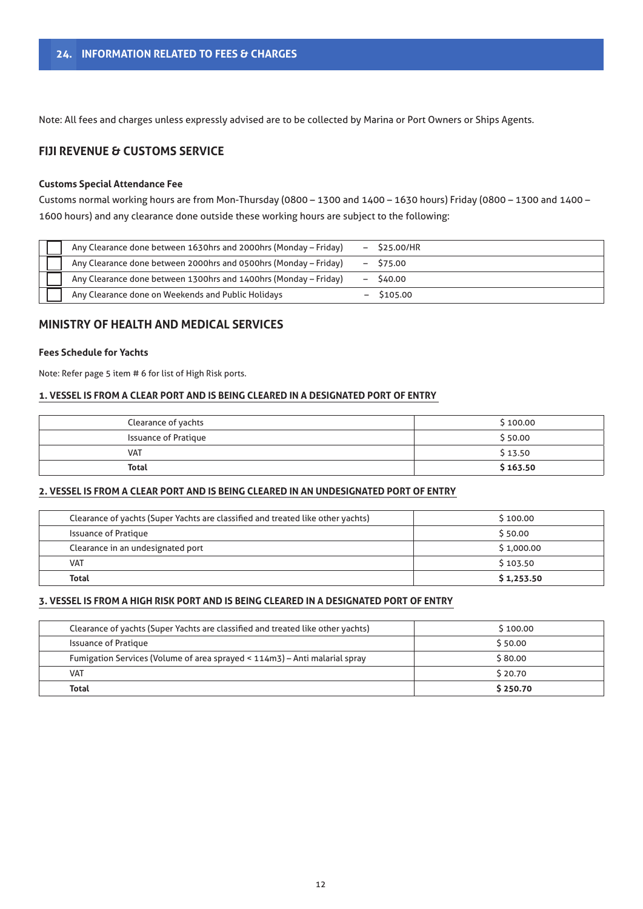## 24. INFORMATION RELATED TO FEES & CHARGES

Note: All fees and charges unless expressly advised are to be collected by Marina or Port Owners or Ships Agents.

## FIJI REVENUE & CUSTOMS SERVICE

**Customs Special Attendance Fee**

Customs normal working hours are from Mon-Thursday (0800 – 1300 and 1400 – 1630 hours) Friday (0800 – 1300 and 1400 – 1600 hours) and any clearance done outside these working hours are subject to the following:

| | | |
|---|---|---|
| ☐ | Any Clearance done between 1630hrs and 2000hrs (Monday – Friday) | – $25.00/HR |
| ☐ | Any Clearance done between 2000hrs and 0500hrs (Monday – Friday) | – $75.00 |
| ☐ | Any Clearance done between 1300hrs and 1400hrs (Monday – Friday) | – $40.00 |
| ☐ | Any Clearance done on Weekends and Public Holidays | – $105.00 |

## MINISTRY OF HEALTH AND MEDICAL SERVICES

**Fees Schedule for Yachts**

Note: Refer page 5 item # 6 for list of High Risk ports.

**1. VESSEL IS FROM A CLEAR PORT AND IS BEING CLEARED IN A DESIGNATED PORT OF ENTRY**

| | |
|---|---|
| Clearance of yachts | $ 100.00 |
| Issuance of Pratique | $ 50.00 |
| VAT | $ 13.50 |
| **Total** | **$ 163.50** |

**2. VESSEL IS FROM A CLEAR PORT AND IS BEING CLEARED IN AN UNDESIGNATED PORT OF ENTRY**

| | |
|---|---|
| Clearance of yachts (Super Yachts are classified and treated like other yachts) | $ 100.00 |
| Issuance of Pratique | $ 50.00 |
| Clearance in an undesignated port | $ 1,000.00 |
| VAT | $ 103.50 |
| **Total** | **$ 1,253.50** |

**3. VESSEL IS FROM A HIGH RISK PORT AND IS BEING CLEARED IN A DESIGNATED PORT OF ENTRY**

| | |
|---|---|
| Clearance of yachts (Super Yachts are classified and treated like other yachts) | $ 100.00 |
| Issuance of Pratique | $ 50.00 |
| Fumigation Services (Volume of area sprayed < 114m3) – Anti malarial spray | $ 80.00 |
| VAT | $ 20.70 |
| **Total** | **$ 250.70** |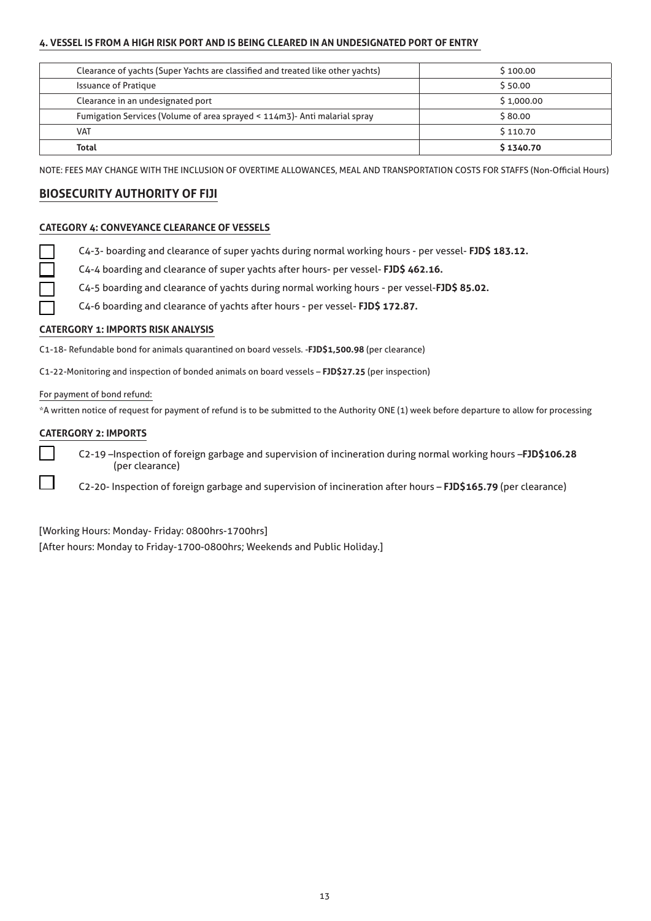#### 4. VESSEL IS FROM A HIGH RISK PORT AND IS BEING CLEARED IN AN UNDESIGNATED PORT OF ENTRY

| | |
|---|---|
| Clearance of yachts (Super Yachts are classified and treated like other yachts) | $ 100.00 |
| Issuance of Pratique | $ 50.00 |
| Clearance in an undesignated port | $ 1,000.00 |
| Fumigation Services (Volume of area sprayed < 114m3)- Anti malarial spray | $ 80.00 |
| VAT | $ 110.70 |
| **Total** | **$ 1340.70** |

NOTE: FEES MAY CHANGE WITH THE INCLUSION OF OVERTIME ALLOWANCES, MEAL AND TRANSPORTATION COSTS FOR STAFFS (Non-Official Hours)

## BIOSECURITY AUTHORITY OF FIJI

#### CATEGORY 4: CONVEYANCE CLEARANCE OF VESSELS

- ☐ C4-3- boarding and clearance of super yachts during normal working hours - per vessel- **FJD$ 183.12.**
- ☐ C4-4 boarding and clearance of super yachts after hours- per vessel- **FJD$ 462.16.**
- ☐ C4-5 boarding and clearance of yachts during normal working hours - per vessel-**FJD$ 85.02.**
- ☐ C4-6 boarding and clearance of yachts after hours - per vessel- **FJD$ 172.87.**

#### CATERGORY 1: IMPORTS RISK ANALYSIS

C1-18- Refundable bond for animals quarantined on board vessels. -**FJD$1,500.98** (per clearance)

C1-22-Monitoring and inspection of bonded animals on board vessels – **FJD$27.25** (per inspection)

For payment of bond refund:

*A written notice of request for payment of refund is to be submitted to the Authority ONE (1) week before departure to allow for processing

#### CATERGORY 2: IMPORTS

- ☐ C2-19 –Inspection of foreign garbage and supervision of incineration during normal working hours –**FJD$106.28** (per clearance)
- ☐ C2-20- Inspection of foreign garbage and supervision of incineration after hours – **FJD$165.79** (per clearance)

[Working Hours: Monday- Friday: 0800hrs-1700hrs]

[After hours: Monday to Friday-1700-0800hrs; Weekends and Public Holiday.]